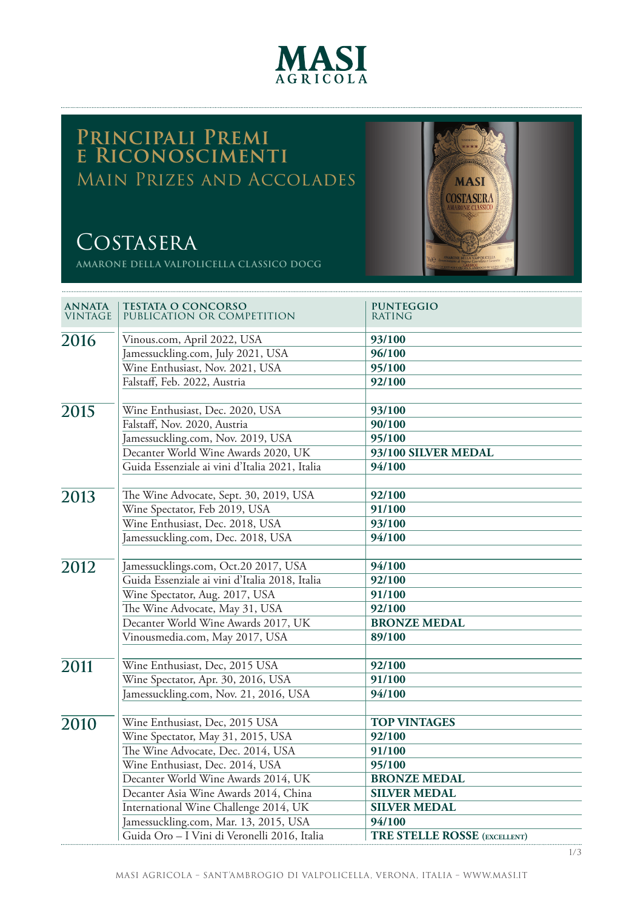# MASI AGRICOLA

## Principali Premi e Riconoscimenti

## Main Prizes and Accolades

# Costasera

AMARONE DELLA VALPOLICELLA CLASSICO DOCG

| ANNATA VINTAGE | TESTATA O CONCORSO PUBLICATION OR COMPETITION | PUNTEGGIO RATING |
|---|---|---|
| **2016** | Vinous.com, April 2022, USA | **93/100** |
| | Jamessuckling.com, July 2021, USA | **96/100** |
| | Wine Enthusiast, Nov. 2021, USA | **95/100** |
| | Falstaff, Feb. 2022, Austria | **92/100** |
| **2015** | Wine Enthusiast, Dec. 2020, USA | **93/100** |
| | Falstaff, Nov. 2020, Austria | **90/100** |
| | Jamessuckling.com, Nov. 2019, USA | **95/100** |
| | Decanter World Wine Awards 2020, UK | **93/100 SILVER MEDAL** |
| | Guida Essenziale ai vini d'Italia 2021, Italia | **94/100** |
| **2013** | The Wine Advocate, Sept. 30, 2019, USA | **92/100** |
| | Wine Spectator, Feb 2019, USA | **91/100** |
| | Wine Enthusiast, Dec. 2018, USA | **93/100** |
| | Jamessuckling.com, Dec. 2018, USA | **94/100** |
| **2012** | Jamessucklings.com, Oct.20 2017, USA | **94/100** |
| | Guida Essenziale ai vini d'Italia 2018, Italia | **92/100** |
| | Wine Spectator, Aug. 2017, USA | **91/100** |
| | The Wine Advocate, May 31, USA | **92/100** |
| | Decanter World Wine Awards 2017, UK | **BRONZE MEDAL** |
| | Vinousmedia.com, May 2017, USA | **89/100** |
| **2011** | Wine Enthusiast, Dec, 2015 USA | **92/100** |
| | Wine Spectator, Apr. 30, 2016, USA | **91/100** |
| | Jamessuckling.com, Nov. 21, 2016, USA | **94/100** |
| **2010** | Wine Enthusiast, Dec, 2015 USA | **TOP VINTAGES** |
| | Wine Spectator, May 31, 2015, USA | **92/100** |
| | The Wine Advocate, Dec. 2014, USA | **91/100** |
| | Wine Enthusiast, Dec. 2014, USA | **95/100** |
| | Decanter World Wine Awards 2014, UK | **BRONZE MEDAL** |
| | Decanter Asia Wine Awards 2014, China | **SILVER MEDAL** |
| | International Wine Challenge 2014, UK | **SILVER MEDAL** |
| | Jamessuckling.com, Mar. 13, 2015, USA | **94/100** |
| | Guida Oro – I Vini di Veronelli 2016, Italia | **TRE STELLE ROSSE (EXCELLENT)** |

MASI AGRICOLA – SANT'AMBROGIO DI VALPOLICELLA, VERONA, ITALIA – WWW.MASI.IT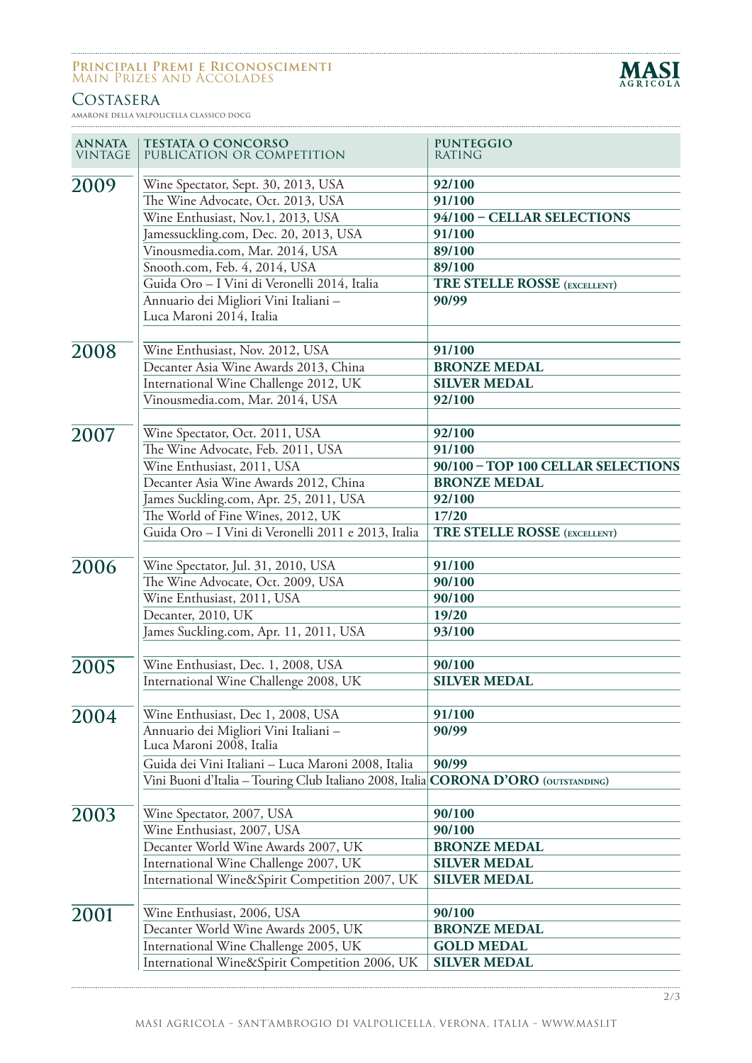**PRINCIPALI PREMI E RICONOSCIMENTI**
MAIN PRIZES AND ACCOLADES

MASI AGRICOLA

# COSTASERA

AMARONE DELLA VALPOLICELLA CLASSICO DOCG

| ANNATA VINTAGE | TESTATA O CONCORSO PUBLICATION OR COMPETITION | PUNTEGGIO RATING |
|---|---|---|
| **2009** | Wine Spectator, Sept. 30, 2013, USA | **92/100** |
| | The Wine Advocate, Oct. 2013, USA | **91/100** |
| | Wine Enthusiast, Nov.1, 2013, USA | **94/100 – CELLAR SELECTIONS** |
| | Jamessuckling.com, Dec. 20, 2013, USA | **91/100** |
| | Vinousmedia.com, Mar. 2014, USA | **89/100** |
| | Snooth.com, Feb. 4, 2014, USA | **89/100** |
| | Guida Oro – I Vini di Veronelli 2014, Italia | **TRE STELLE ROSSE** (EXCELLENT) |
| | Annuario dei Migliori Vini Italiani – Luca Maroni 2014, Italia | **90/99** |
| **2008** | Wine Enthusiast, Nov. 2012, USA | **91/100** |
| | Decanter Asia Wine Awards 2013, China | **BRONZE MEDAL** |
| | International Wine Challenge 2012, UK | **SILVER MEDAL** |
| | Vinousmedia.com, Mar. 2014, USA | **92/100** |
| **2007** | Wine Spectator, Oct. 2011, USA | **92/100** |
| | The Wine Advocate, Feb. 2011, USA | **91/100** |
| | Wine Enthusiast, 2011, USA | **90/100 – TOP 100 CELLAR SELECTIONS** |
| | Decanter Asia Wine Awards 2012, China | **BRONZE MEDAL** |
| | James Suckling.com, Apr. 25, 2011, USA | **92/100** |
| | The World of Fine Wines, 2012, UK | **17/20** |
| | Guida Oro – I Vini di Veronelli 2011 e 2013, Italia | **TRE STELLE ROSSE** (EXCELLENT) |
| **2006** | Wine Spectator, Jul. 31, 2010, USA | **91/100** |
| | The Wine Advocate, Oct. 2009, USA | **90/100** |
| | Wine Enthusiast, 2011, USA | **90/100** |
| | Decanter, 2010, UK | **19/20** |
| | James Suckling.com, Apr. 11, 2011, USA | **93/100** |
| **2005** | Wine Enthusiast, Dec. 1, 2008, USA | **90/100** |
| | International Wine Challenge 2008, UK | **SILVER MEDAL** |
| **2004** | Wine Enthusiast, Dec 1, 2008, USA | **91/100** |
| | Annuario dei Migliori Vini Italiani – Luca Maroni 2008, Italia | **90/99** |
| | Guida dei Vini Italiani – Luca Maroni 2008, Italia | **90/99** |
| | Vini Buoni d'Italia – Touring Club Italiano 2008, Italia | **CORONA D'ORO** (OUTSTANDING) |
| **2003** | Wine Spectator, 2007, USA | **90/100** |
| | Wine Enthusiast, 2007, USA | **90/100** |
| | Decanter World Wine Awards 2007, UK | **BRONZE MEDAL** |
| | International Wine Challenge 2007, UK | **SILVER MEDAL** |
| | International Wine&Spirit Competition 2007, UK | **SILVER MEDAL** |
| **2001** | Wine Enthusiast, 2006, USA | **90/100** |
| | Decanter World Wine Awards 2005, UK | **BRONZE MEDAL** |
| | International Wine Challenge 2005, UK | **GOLD MEDAL** |
| | International Wine&Spirit Competition 2006, UK | **SILVER MEDAL** |

MASI AGRICOLA – SANT'AMBROGIO DI VALPOLICELLA, VERONA, ITALIA – WWW.MASI.IT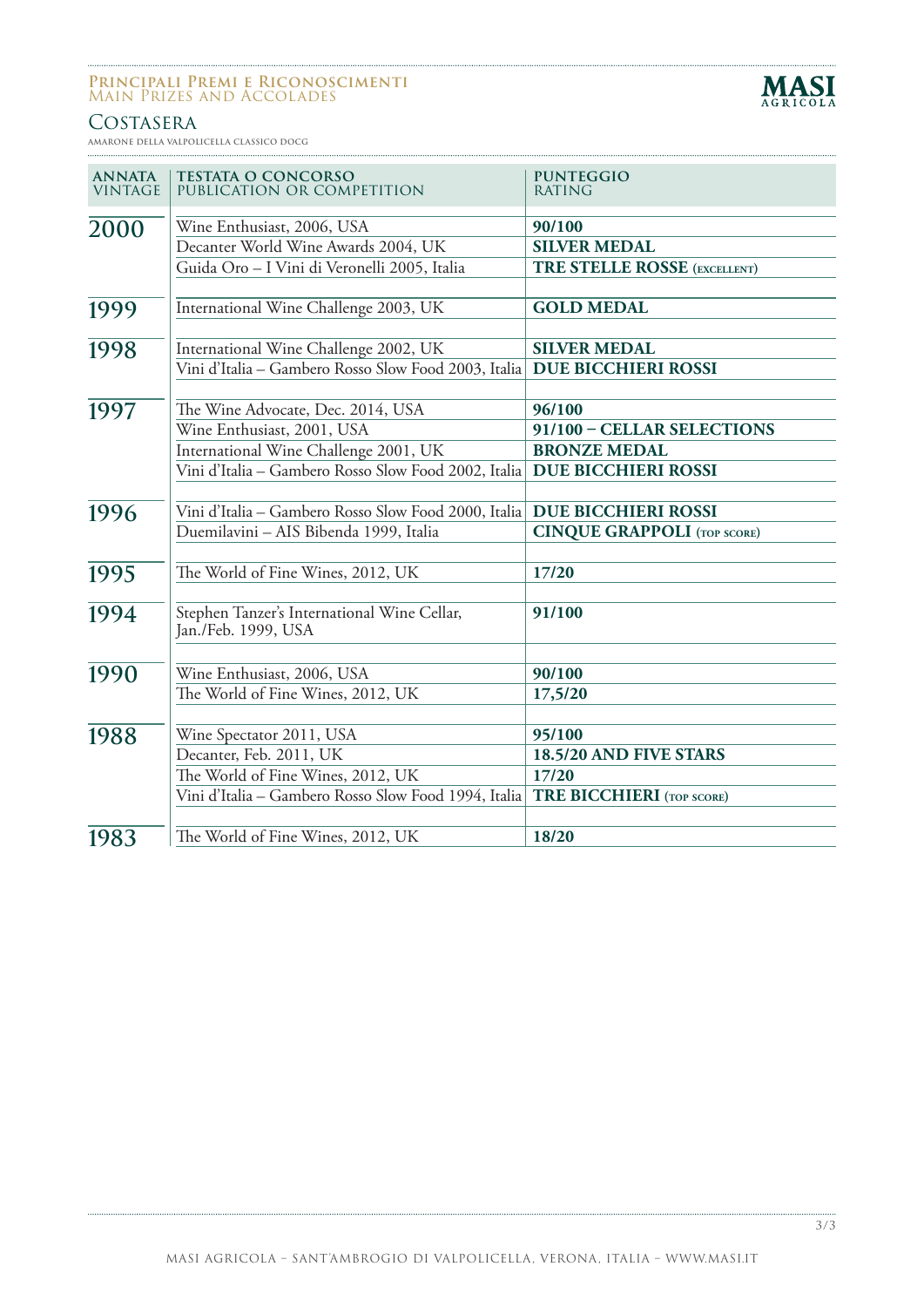**Principali Premi e Riconoscimenti**
Main Prizes and Accolades

MASI AGRICOLA

# Costasera

AMARONE DELLA VALPOLICELLA CLASSICO DOCG

| ANNATA VINTAGE | TESTATA O CONCORSO PUBLICATION OR COMPETITION | PUNTEGGIO RATING |
|---|---|---|
| **2000** | Wine Enthusiast, 2006, USA | **90/100** |
| | Decanter World Wine Awards 2004, UK | **SILVER MEDAL** |
| | Guida Oro – I Vini di Veronelli 2005, Italia | **TRE STELLE ROSSE (EXCELLENT)** |
| **1999** | International Wine Challenge 2003, UK | **GOLD MEDAL** |
| **1998** | International Wine Challenge 2002, UK | **SILVER MEDAL** |
| | Vini d'Italia – Gambero Rosso Slow Food 2003, Italia | **DUE BICCHIERI ROSSI** |
| **1997** | The Wine Advocate, Dec. 2014, USA | **96/100** |
| | Wine Enthusiast, 2001, USA | **91/100 – CELLAR SELECTIONS** |
| | International Wine Challenge 2001, UK | **BRONZE MEDAL** |
| | Vini d'Italia – Gambero Rosso Slow Food 2002, Italia | **DUE BICCHIERI ROSSI** |
| **1996** | Vini d'Italia – Gambero Rosso Slow Food 2000, Italia | **DUE BICCHIERI ROSSI** |
| | Duemilavini – AIS Bibenda 1999, Italia | **CINQUE GRAPPOLI (TOP SCORE)** |
| **1995** | The World of Fine Wines, 2012, UK | **17/20** |
| **1994** | Stephen Tanzer's International Wine Cellar, Jan./Feb. 1999, USA | **91/100** |
| **1990** | Wine Enthusiast, 2006, USA | **90/100** |
| | The World of Fine Wines, 2012, UK | **17,5/20** |
| **1988** | Wine Spectator 2011, USA | **95/100** |
| | Decanter, Feb. 2011, UK | **18.5/20 AND FIVE STARS** |
| | The World of Fine Wines, 2012, UK | **17/20** |
| | Vini d'Italia – Gambero Rosso Slow Food 1994, Italia | **TRE BICCHIERI (TOP SCORE)** |
| **1983** | The World of Fine Wines, 2012, UK | **18/20** |

MASI AGRICOLA – SANT'AMBROGIO DI VALPOLICELLA, VERONA, ITALIA – WWW.MASI.IT